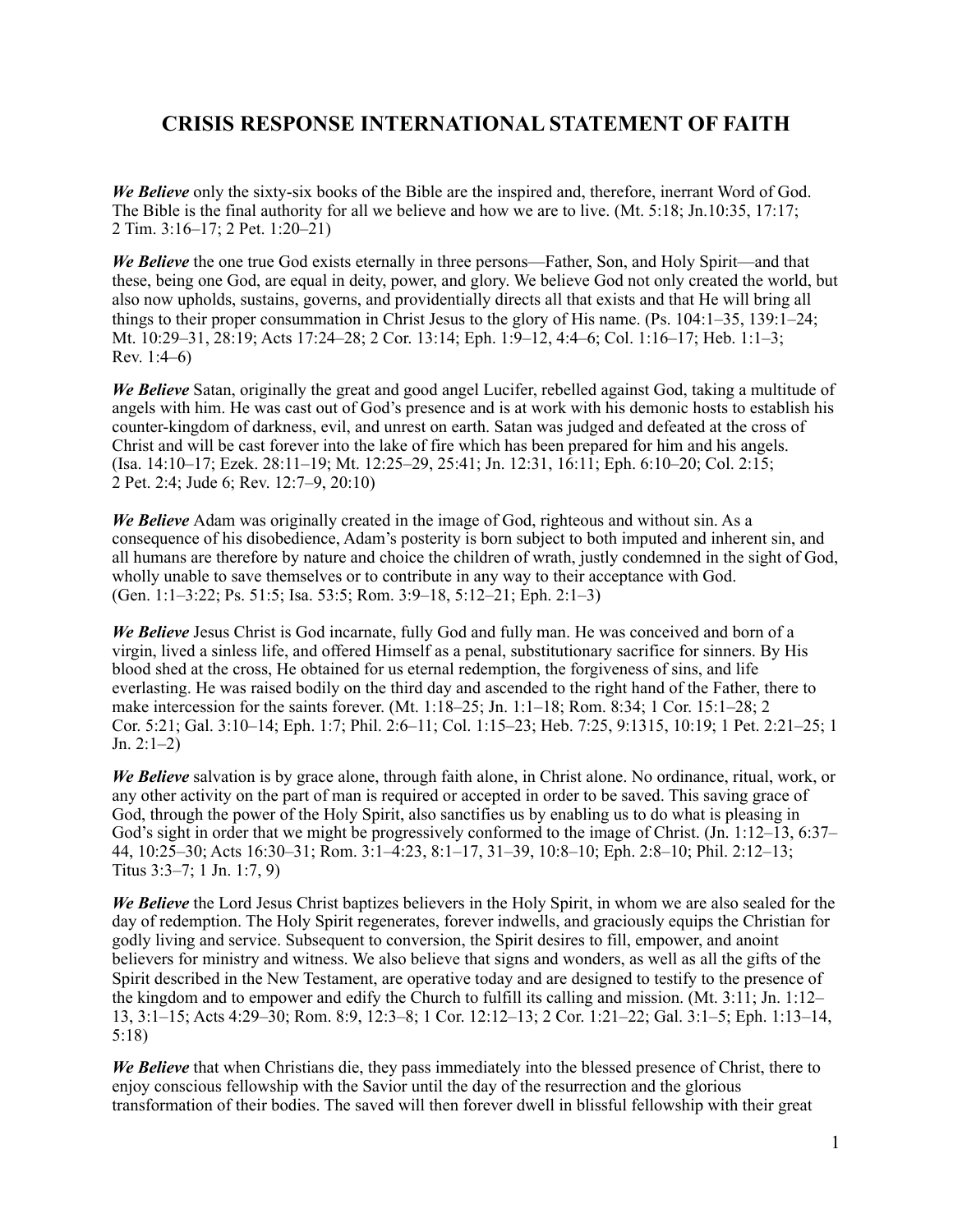# CRISIS RESPONSE INTERNATIONAL STATEMENT OF FAITH

***We Believe*** only the sixty-six books of the Bible are the inspired and, therefore, inerrant Word of God. The Bible is the final authority for all we believe and how we are to live. (Mt. 5:18; Jn.10:35, 17:17; 2 Tim. 3:16–17; 2 Pet. 1:20–21)

***We Believe*** the one true God exists eternally in three persons—Father, Son, and Holy Spirit—and that these, being one God, are equal in deity, power, and glory. We believe God not only created the world, but also now upholds, sustains, governs, and providentially directs all that exists and that He will bring all things to their proper consummation in Christ Jesus to the glory of His name. (Ps. 104:1–35, 139:1–24; Mt. 10:29–31, 28:19; Acts 17:24–28; 2 Cor. 13:14; Eph. 1:9–12, 4:4–6; Col. 1:16–17; Heb. 1:1–3; Rev. 1:4–6)

***We Believe*** Satan, originally the great and good angel Lucifer, rebelled against God, taking a multitude of angels with him. He was cast out of God's presence and is at work with his demonic hosts to establish his counter-kingdom of darkness, evil, and unrest on earth. Satan was judged and defeated at the cross of Christ and will be cast forever into the lake of fire which has been prepared for him and his angels. (Isa. 14:10–17; Ezek. 28:11–19; Mt. 12:25–29, 25:41; Jn. 12:31, 16:11; Eph. 6:10–20; Col. 2:15; 2 Pet. 2:4; Jude 6; Rev. 12:7–9, 20:10)

***We Believe*** Adam was originally created in the image of God, righteous and without sin. As a consequence of his disobedience, Adam's posterity is born subject to both imputed and inherent sin, and all humans are therefore by nature and choice the children of wrath, justly condemned in the sight of God, wholly unable to save themselves or to contribute in any way to their acceptance with God. (Gen. 1:1–3:22; Ps. 51:5; Isa. 53:5; Rom. 3:9–18, 5:12–21; Eph. 2:1–3)

***We Believe*** Jesus Christ is God incarnate, fully God and fully man. He was conceived and born of a virgin, lived a sinless life, and offered Himself as a penal, substitutionary sacrifice for sinners. By His blood shed at the cross, He obtained for us eternal redemption, the forgiveness of sins, and life everlasting. He was raised bodily on the third day and ascended to the right hand of the Father, there to make intercession for the saints forever. (Mt. 1:18–25; Jn. 1:1–18; Rom. 8:34; 1 Cor. 15:1–28; 2 Cor. 5:21; Gal. 3:10–14; Eph. 1:7; Phil. 2:6–11; Col. 1:15–23; Heb. 7:25, 9:1315, 10:19; 1 Pet. 2:21–25; 1 Jn. 2:1–2)

***We Believe*** salvation is by grace alone, through faith alone, in Christ alone. No ordinance, ritual, work, or any other activity on the part of man is required or accepted in order to be saved. This saving grace of God, through the power of the Holy Spirit, also sanctifies us by enabling us to do what is pleasing in God's sight in order that we might be progressively conformed to the image of Christ. (Jn. 1:12–13, 6:37–44, 10:25–30; Acts 16:30–31; Rom. 3:1–4:23, 8:1–17, 31–39, 10:8–10; Eph. 2:8–10; Phil. 2:12–13; Titus 3:3–7; 1 Jn. 1:7, 9)

***We Believe*** the Lord Jesus Christ baptizes believers in the Holy Spirit, in whom we are also sealed for the day of redemption. The Holy Spirit regenerates, forever indwells, and graciously equips the Christian for godly living and service. Subsequent to conversion, the Spirit desires to fill, empower, and anoint believers for ministry and witness. We also believe that signs and wonders, as well as all the gifts of the Spirit described in the New Testament, are operative today and are designed to testify to the presence of the kingdom and to empower and edify the Church to fulfill its calling and mission. (Mt. 3:11; Jn. 1:12–13, 3:1–15; Acts 4:29–30; Rom. 8:9, 12:3–8; 1 Cor. 12:12–13; 2 Cor. 1:21–22; Gal. 3:1–5; Eph. 1:13–14, 5:18)

***We Believe*** that when Christians die, they pass immediately into the blessed presence of Christ, there to enjoy conscious fellowship with the Savior until the day of the resurrection and the glorious transformation of their bodies. The saved will then forever dwell in blissful fellowship with their great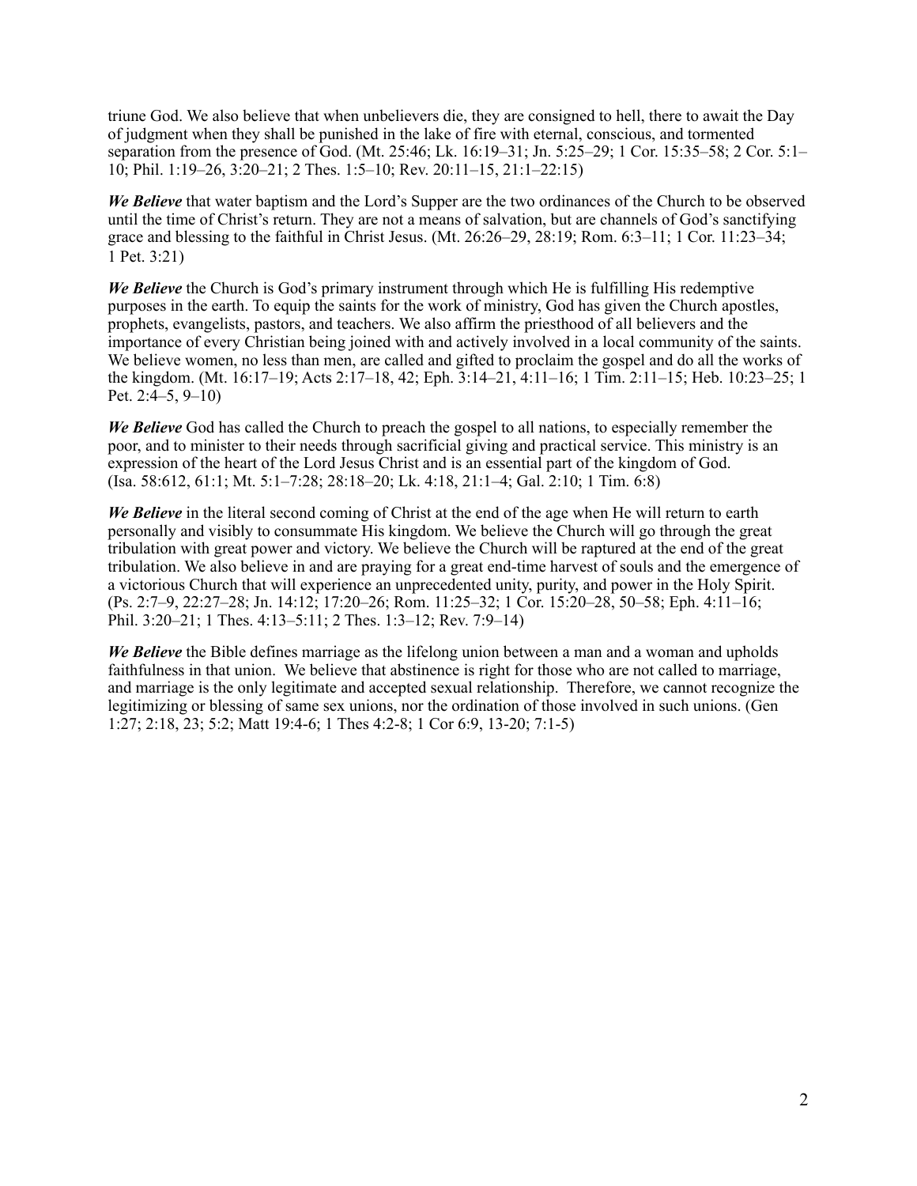triune God. We also believe that when unbelievers die, they are consigned to hell, there to await the Day of judgment when they shall be punished in the lake of fire with eternal, conscious, and tormented separation from the presence of God. (Mt. 25:46; Lk. 16:19–31; Jn. 5:25–29; 1 Cor. 15:35–58; 2 Cor. 5:1–10; Phil. 1:19–26, 3:20–21; 2 Thes. 1:5–10; Rev. 20:11–15, 21:1–22:15)

***We Believe*** that water baptism and the Lord's Supper are the two ordinances of the Church to be observed until the time of Christ's return. They are not a means of salvation, but are channels of God's sanctifying grace and blessing to the faithful in Christ Jesus. (Mt. 26:26–29, 28:19; Rom. 6:3–11; 1 Cor. 11:23–34; 1 Pet. 3:21)

***We Believe*** the Church is God's primary instrument through which He is fulfilling His redemptive purposes in the earth. To equip the saints for the work of ministry, God has given the Church apostles, prophets, evangelists, pastors, and teachers. We also affirm the priesthood of all believers and the importance of every Christian being joined with and actively involved in a local community of the saints. We believe women, no less than men, are called and gifted to proclaim the gospel and do all the works of the kingdom. (Mt. 16:17–19; Acts 2:17–18, 42; Eph. 3:14–21, 4:11–16; 1 Tim. 2:11–15; Heb. 10:23–25; 1 Pet. 2:4–5, 9–10)

***We Believe*** God has called the Church to preach the gospel to all nations, to especially remember the poor, and to minister to their needs through sacrificial giving and practical service. This ministry is an expression of the heart of the Lord Jesus Christ and is an essential part of the kingdom of God. (Isa. 58:612, 61:1; Mt. 5:1–7:28; 28:18–20; Lk. 4:18, 21:1–4; Gal. 2:10; 1 Tim. 6:8)

***We Believe*** in the literal second coming of Christ at the end of the age when He will return to earth personally and visibly to consummate His kingdom. We believe the Church will go through the great tribulation with great power and victory. We believe the Church will be raptured at the end of the great tribulation. We also believe in and are praying for a great end-time harvest of souls and the emergence of a victorious Church that will experience an unprecedented unity, purity, and power in the Holy Spirit. (Ps. 2:7–9, 22:27–28; Jn. 14:12; 17:20–26; Rom. 11:25–32; 1 Cor. 15:20–28, 50–58; Eph. 4:11–16; Phil. 3:20–21; 1 Thes. 4:13–5:11; 2 Thes. 1:3–12; Rev. 7:9–14)

***We Believe*** the Bible defines marriage as the lifelong union between a man and a woman and upholds faithfulness in that union. We believe that abstinence is right for those who are not called to marriage, and marriage is the only legitimate and accepted sexual relationship. Therefore, we cannot recognize the legitimizing or blessing of same sex unions, nor the ordination of those involved in such unions. (Gen 1:27; 2:18, 23; 5:2; Matt 19:4-6; 1 Thes 4:2-8; 1 Cor 6:9, 13-20; 7:1-5)